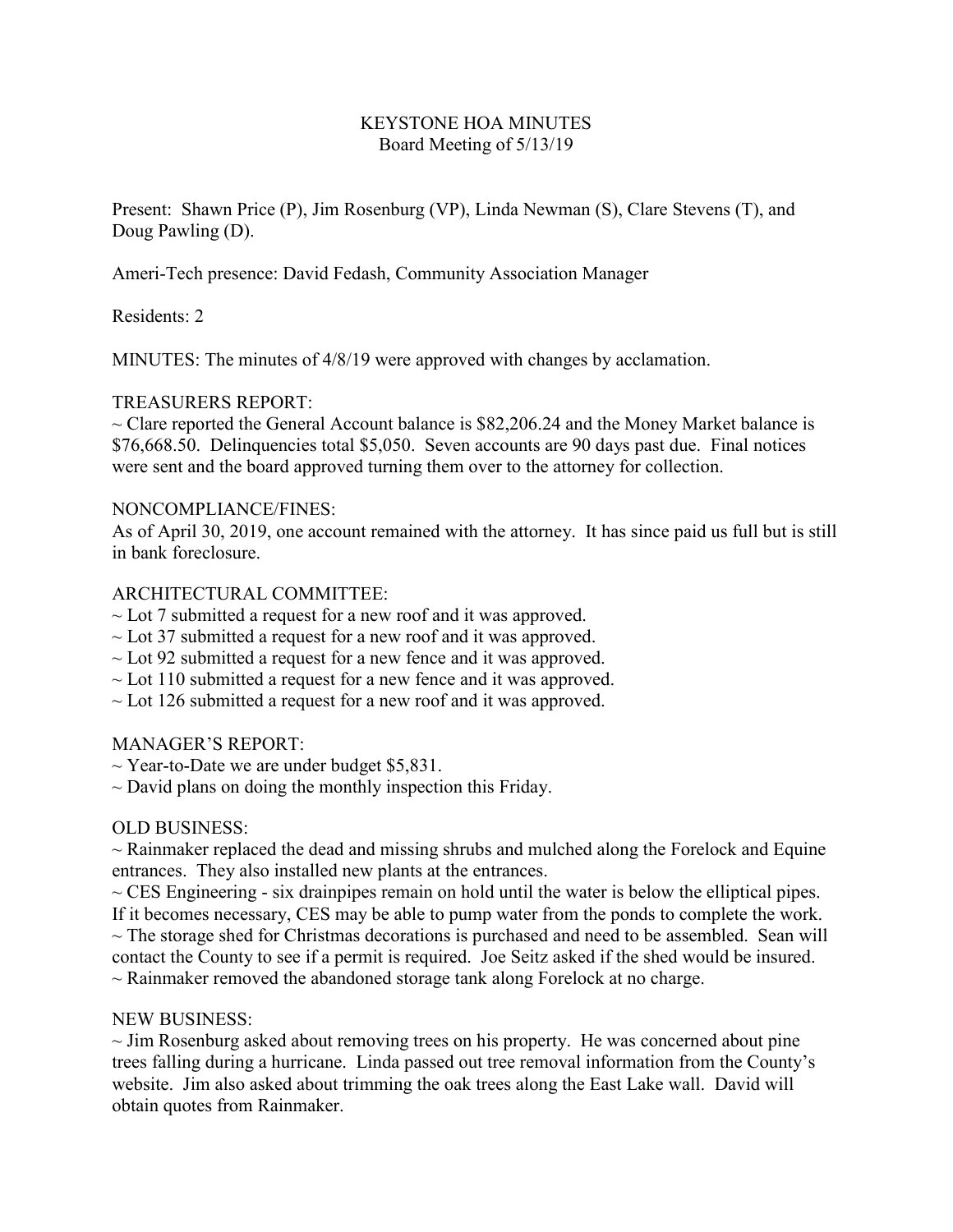# KEYSTONE HOA MINUTES
## Board Meeting of 5/13/19

Present: Shawn Price (P), Jim Rosenburg (VP), Linda Newman (S), Clare Stevens (T), and Doug Pawling (D).

Ameri-Tech presence: David Fedash, Community Association Manager

Residents: 2

MINUTES: The minutes of 4/8/19 were approved with changes by acclamation.

TREASURERS REPORT:
~ Clare reported the General Account balance is $82,206.24 and the Money Market balance is $76,668.50. Delinquencies total $5,050. Seven accounts are 90 days past due. Final notices were sent and the board approved turning them over to the attorney for collection.

NONCOMPLIANCE/FINES:
As of April 30, 2019, one account remained with the attorney. It has since paid us full but is still in bank foreclosure.

ARCHITECTURAL COMMITTEE:
~ Lot 7 submitted a request for a new roof and it was approved.
~ Lot 37 submitted a request for a new roof and it was approved.
~ Lot 92 submitted a request for a new fence and it was approved.
~ Lot 110 submitted a request for a new fence and it was approved.
~ Lot 126 submitted a request for a new roof and it was approved.

MANAGER'S REPORT:
~ Year-to-Date we are under budget $5,831.
~ David plans on doing the monthly inspection this Friday.

OLD BUSINESS:
~ Rainmaker replaced the dead and missing shrubs and mulched along the Forelock and Equine entrances. They also installed new plants at the entrances.
~ CES Engineering - six drainpipes remain on hold until the water is below the elliptical pipes. If it becomes necessary, CES may be able to pump water from the ponds to complete the work.
~ The storage shed for Christmas decorations is purchased and need to be assembled. Sean will contact the County to see if a permit is required. Joe Seitz asked if the shed would be insured.
~ Rainmaker removed the abandoned storage tank along Forelock at no charge.

NEW BUSINESS:
~ Jim Rosenburg asked about removing trees on his property. He was concerned about pine trees falling during a hurricane. Linda passed out tree removal information from the County's website. Jim also asked about trimming the oak trees along the East Lake wall. David will obtain quotes from Rainmaker.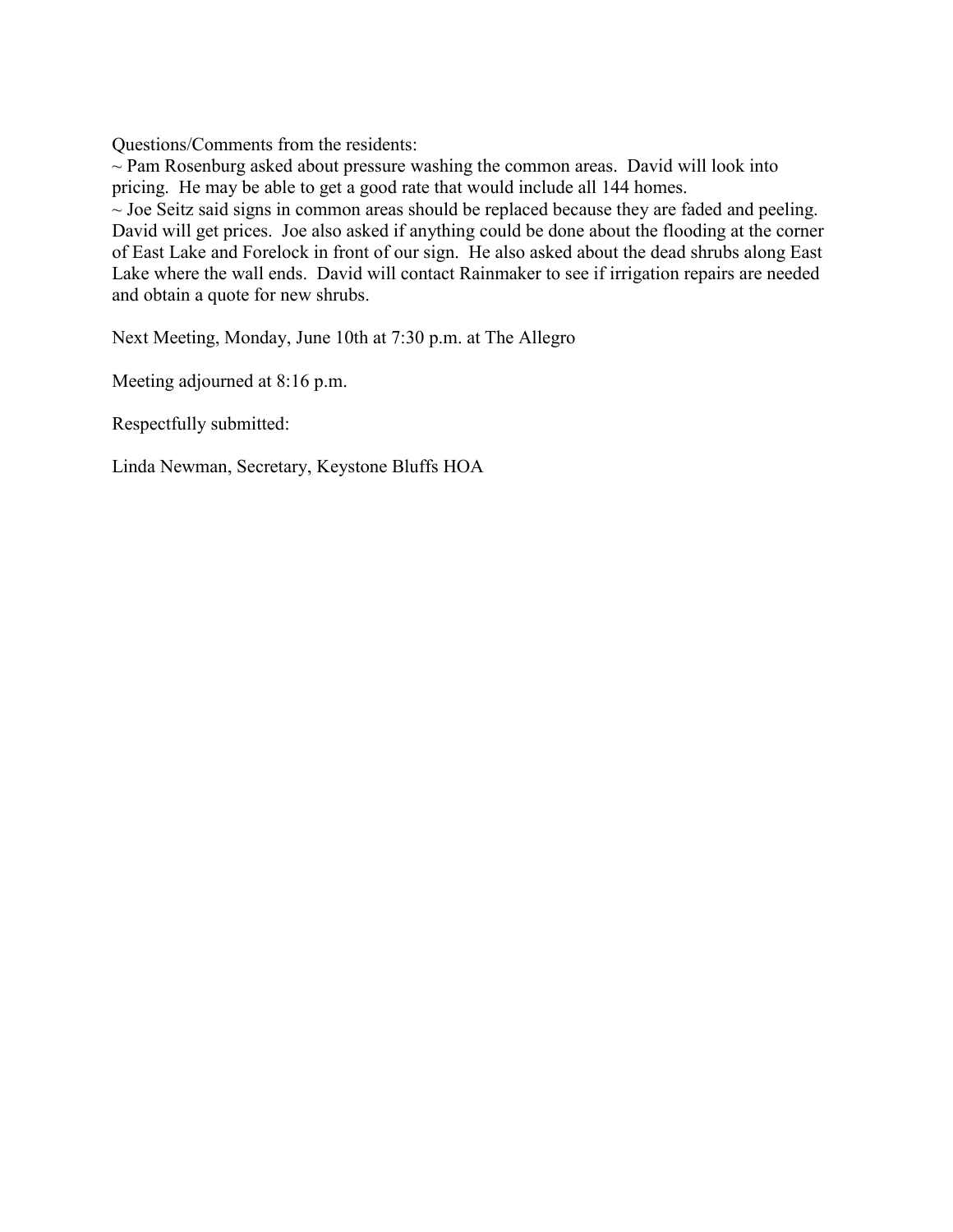Questions/Comments from the residents:

~ Pam Rosenburg asked about pressure washing the common areas. David will look into pricing. He may be able to get a good rate that would include all 144 homes.

~ Joe Seitz said signs in common areas should be replaced because they are faded and peeling. David will get prices. Joe also asked if anything could be done about the flooding at the corner of East Lake and Forelock in front of our sign. He also asked about the dead shrubs along East Lake where the wall ends. David will contact Rainmaker to see if irrigation repairs are needed and obtain a quote for new shrubs.

Next Meeting, Monday, June 10th at 7:30 p.m. at The Allegro

Meeting adjourned at 8:16 p.m.

Respectfully submitted:

Linda Newman, Secretary, Keystone Bluffs HOA